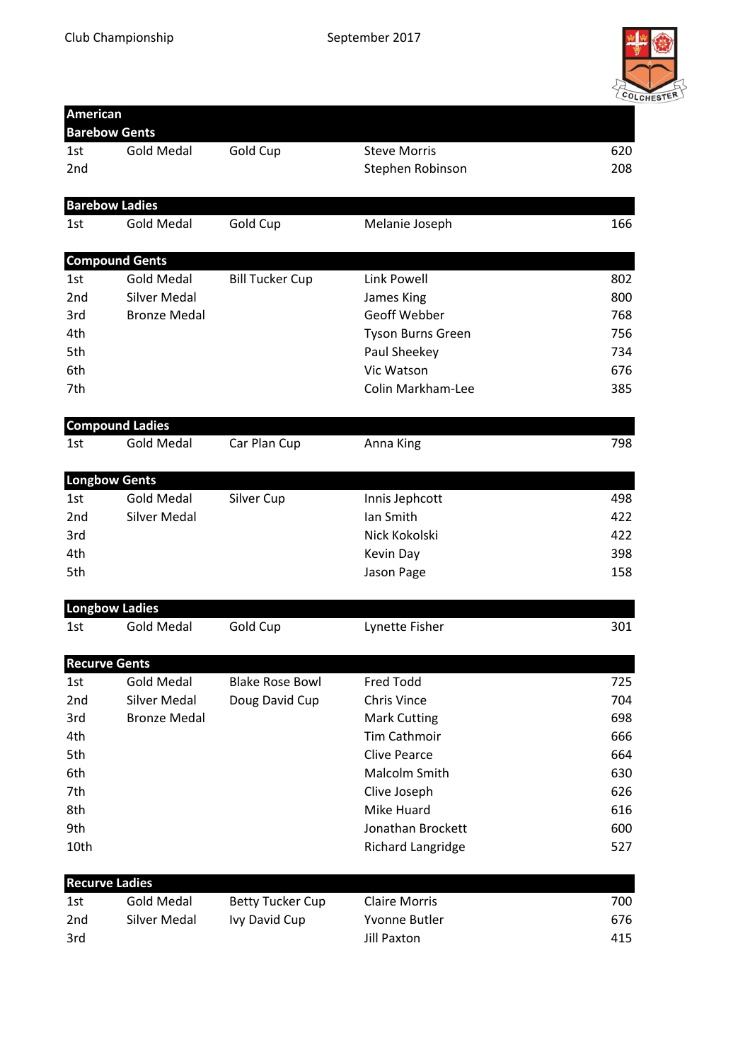Club Championship September 2017

## American

| Barebow Gents | | | | |
|---|---|---|---|---|
| 1st | Gold Medal | Gold Cup | Steve Morris | 620 |
| 2nd | | | Stephen Robinson | 208 |

| Barebow Ladies | | | | |
|---|---|---|---|---|
| 1st | Gold Medal | Gold Cup | Melanie Joseph | 166 |

| Compound Gents | | | | |
|---|---|---|---|---|
| 1st | Gold Medal | Bill Tucker Cup | Link Powell | 802 |
| 2nd | Silver Medal | | James King | 800 |
| 3rd | Bronze Medal | | Geoff Webber | 768 |
| 4th | | | Tyson Burns Green | 756 |
| 5th | | | Paul Sheekey | 734 |
| 6th | | | Vic Watson | 676 |
| 7th | | | Colin Markham-Lee | 385 |

| Compound Ladies | | | | |
|---|---|---|---|---|
| 1st | Gold Medal | Car Plan Cup | Anna King | 798 |

| Longbow Gents | | | | |
|---|---|---|---|---|
| 1st | Gold Medal | Silver Cup | Innis Jephcott | 498 |
| 2nd | Silver Medal | | Ian Smith | 422 |
| 3rd | | | Nick Kokolski | 422 |
| 4th | | | Kevin Day | 398 |
| 5th | | | Jason Page | 158 |

| Longbow Ladies | | | | |
|---|---|---|---|---|
| 1st | Gold Medal | Gold Cup | Lynette Fisher | 301 |

| Recurve Gents | | | | |
|---|---|---|---|---|
| 1st | Gold Medal | Blake Rose Bowl | Fred Todd | 725 |
| 2nd | Silver Medal | Doug David Cup | Chris Vince | 704 |
| 3rd | Bronze Medal | | Mark Cutting | 698 |
| 4th | | | Tim Cathmoir | 666 |
| 5th | | | Clive Pearce | 664 |
| 6th | | | Malcolm Smith | 630 |
| 7th | | | Clive Joseph | 626 |
| 8th | | | Mike Huard | 616 |
| 9th | | | Jonathan Brockett | 600 |
| 10th | | | Richard Langridge | 527 |

| Recurve Ladies | | | | |
|---|---|---|---|---|
| 1st | Gold Medal | Betty Tucker Cup | Claire Morris | 700 |
| 2nd | Silver Medal | Ivy David Cup | Yvonne Butler | 676 |
| 3rd | | | Jill Paxton | 415 |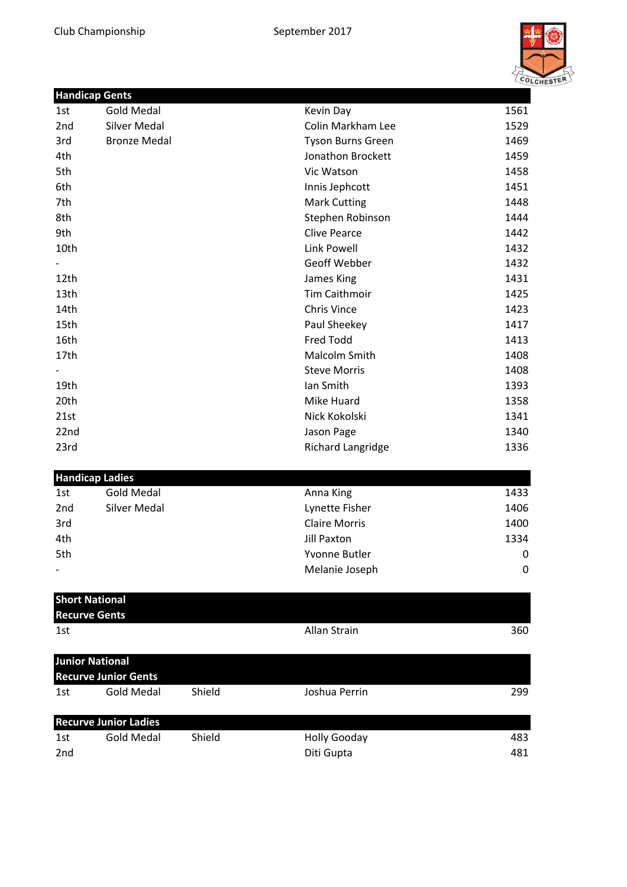Club Championship September 2017

| Handicap Gents | | | | |
|---|---|---|---|---|
| 1st | Gold Medal | | Kevin Day | 1561 |
| 2nd | Silver Medal | | Colin Markham Lee | 1529 |
| 3rd | Bronze Medal | | Tyson Burns Green | 1469 |
| 4th | | | Jonathon Brockett | 1459 |
| 5th | | | Vic Watson | 1458 |
| 6th | | | Innis Jephcott | 1451 |
| 7th | | | Mark Cutting | 1448 |
| 8th | | | Stephen Robinson | 1444 |
| 9th | | | Clive Pearce | 1442 |
| 10th | | | Link Powell | 1432 |
| - | | | Geoff Webber | 1432 |
| 12th | | | James King | 1431 |
| 13th | | | Tim Caithmoir | 1425 |
| 14th | | | Chris Vince | 1423 |
| 15th | | | Paul Sheekey | 1417 |
| 16th | | | Fred Todd | 1413 |
| 17th | | | Malcolm Smith | 1408 |
| - | | | Steve Morris | 1408 |
| 19th | | | Ian Smith | 1393 |
| 20th | | | Mike Huard | 1358 |
| 21st | | | Nick Kokolski | 1341 |
| 22nd | | | Jason Page | 1340 |
| 23rd | | | Richard Langridge | 1336 |

| Handicap Ladies | | | | |
|---|---|---|---|---|
| 1st | Gold Medal | | Anna King | 1433 |
| 2nd | Silver Medal | | Lynette Fisher | 1406 |
| 3rd | | | Claire Morris | 1400 |
| 4th | | | Jill Paxton | 1334 |
| 5th | | | Yvonne Butler | 0 |
| - | | | Melanie Joseph | 0 |

| Short National<br>Recurve Gents | | | | |
|---|---|---|---|---|
| 1st | | | Allan Strain | 360 |

| Junior National<br>Recurve Junior Gents | | | | |
|---|---|---|---|---|
| 1st | Gold Medal | Shield | Joshua Perrin | 299 |

| Recurve Junior Ladies | | | | |
|---|---|---|---|---|
| 1st | Gold Medal | Shield | Holly Gooday | 483 |
| 2nd | | | Diti Gupta | 481 |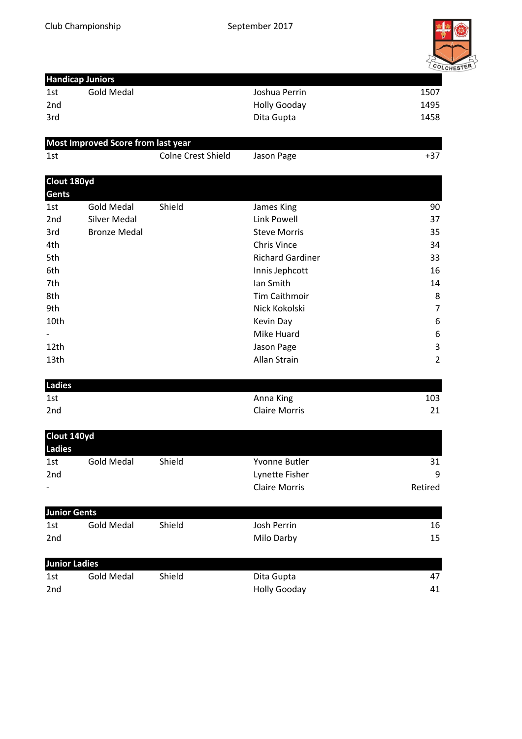Club Championship September 2017

| | | | | |
|---|---|---|---|---|
| **Handicap Juniors** | | | | |
| 1st | Gold Medal | | Joshua Perrin | 1507 |
| 2nd | | | Holly Gooday | 1495 |
| 3rd | | | Dita Gupta | 1458 |

| | | | | |
|---|---|---|---|---|
| **Most Improved Score from last year** | | | | |
| 1st | | Colne Crest Shield | Jason Page | +37 |

| | | | | |
|---|---|---|---|---|
| **Clout 180yd** | | | | |
| **Gents** | | | | |
| 1st | Gold Medal | Shield | James King | 90 |
| 2nd | Silver Medal | | Link Powell | 37 |
| 3rd | Bronze Medal | | Steve Morris | 35 |
| 4th | | | Chris Vince | 34 |
| 5th | | | Richard Gardiner | 33 |
| 6th | | | Innis Jephcott | 16 |
| 7th | | | Ian Smith | 14 |
| 8th | | | Tim Caithmoir | 8 |
| 9th | | | Nick Kokolski | 7 |
| 10th | | | Kevin Day | 6 |
| - | | | Mike Huard | 6 |
| 12th | | | Jason Page | 3 |
| 13th | | | Allan Strain | 2 |
| **Ladies** | | | | |
| 1st | | | Anna King | 103 |
| 2nd | | | Claire Morris | 21 |

| | | | | |
|---|---|---|---|---|
| **Clout 140yd** | | | | |
| **Ladies** | | | | |
| 1st | Gold Medal | Shield | Yvonne Butler | 31 |
| 2nd | | | Lynette Fisher | 9 |
| - | | | Claire Morris | Retired |
| **Junior Gents** | | | | |
| 1st | Gold Medal | Shield | Josh Perrin | 16 |
| 2nd | | | Milo Darby | 15 |
| **Junior Ladies** | | | | |
| 1st | Gold Medal | Shield | Dita Gupta | 47 |
| 2nd | | | Holly Gooday | 41 |